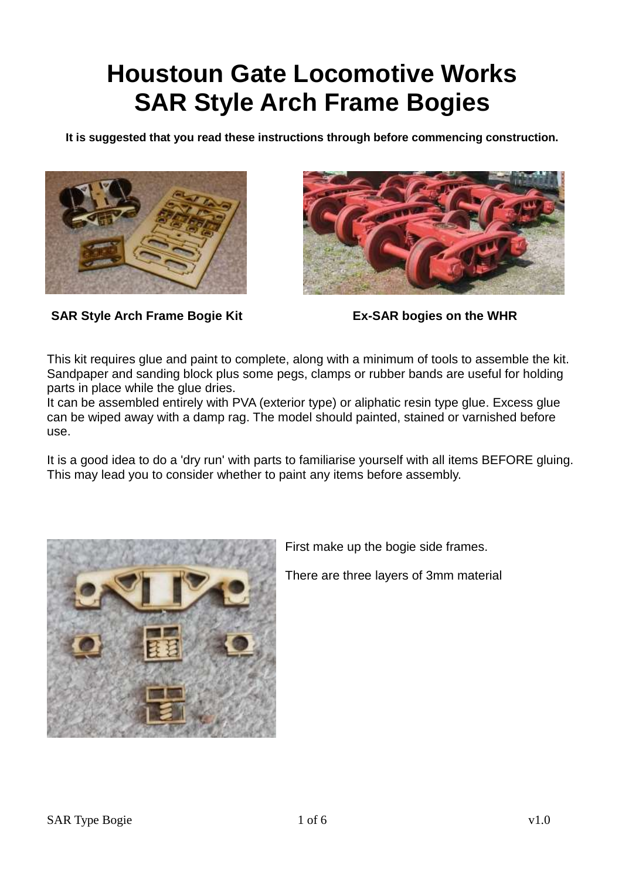# Houstoun Gate Locomotive Works
# SAR Style Arch Frame Bogies

**It is suggested that you read these instructions through before commencing construction.**

**SAR Style Arch Frame Bogie Kit**

**Ex-SAR bogies on the WHR**

This kit requires glue and paint to complete, along with a minimum of tools to assemble the kit. Sandpaper and sanding block plus some pegs, clamps or rubber bands are useful for holding parts in place while the glue dries.
It can be assembled entirely with PVA (exterior type) or aliphatic resin type glue. Excess glue can be wiped away with a damp rag. The model should painted, stained or varnished before use.

It is a good idea to do a 'dry run' with parts to familiarise yourself with all items BEFORE gluing. This may lead you to consider whether to paint any items before assembly.

First make up the bogie side frames.

There are three layers of 3mm material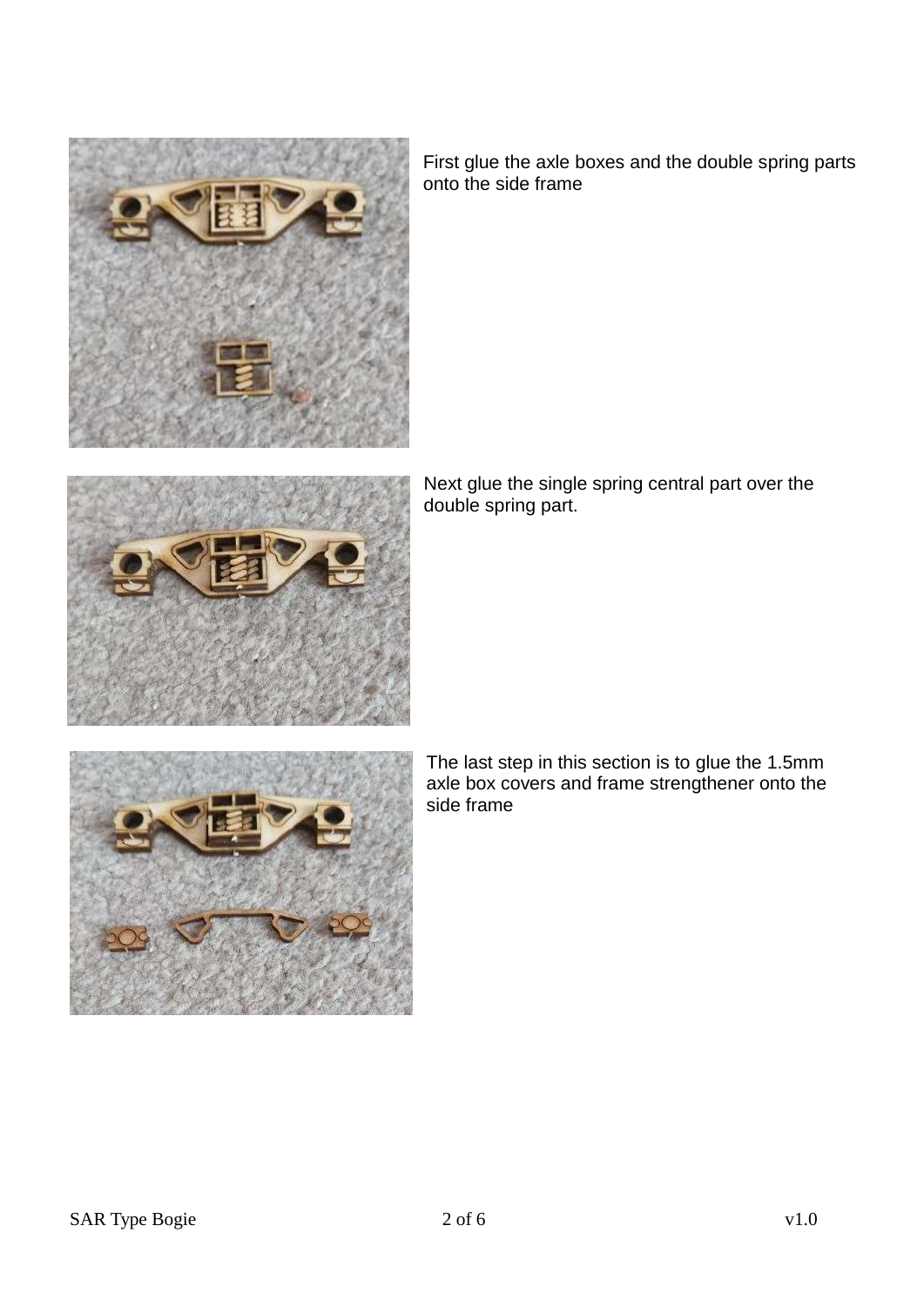First glue the axle boxes and the double spring parts onto the side frame

Next glue the single spring central part over the double spring part.

The last step in this section is to glue the 1.5mm axle box covers and frame strengthener onto the side frame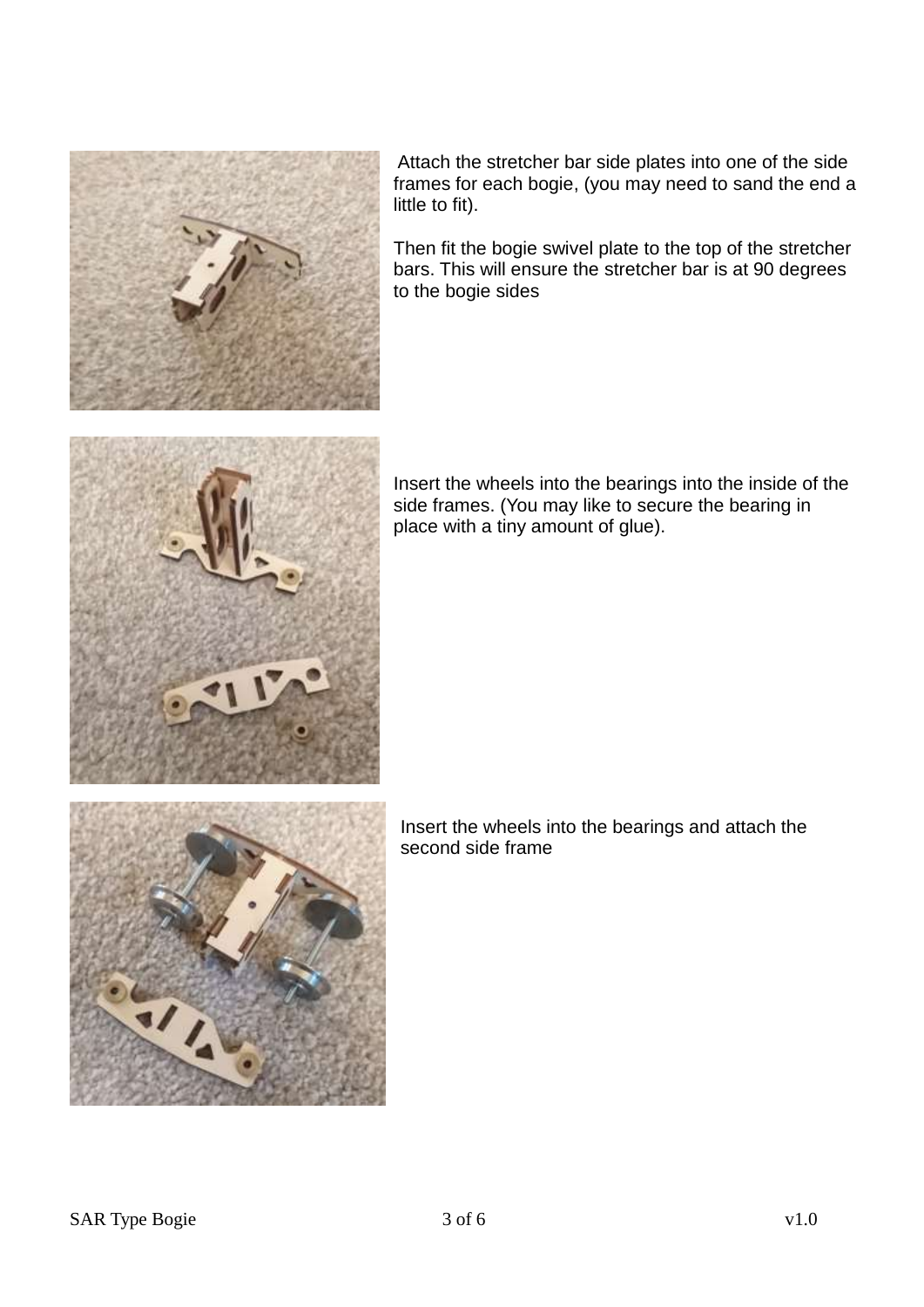Attach the stretcher bar side plates into one of the side frames for each bogie, (you may need to sand the end a little to fit).

Then fit the bogie swivel plate to the top of the stretcher bars. This will ensure the stretcher bar is at 90 degrees to the bogie sides

Insert the wheels into the bearings into the inside of the side frames. (You may like to secure the bearing in place with a tiny amount of glue).

Insert the wheels into the bearings and attach the second side frame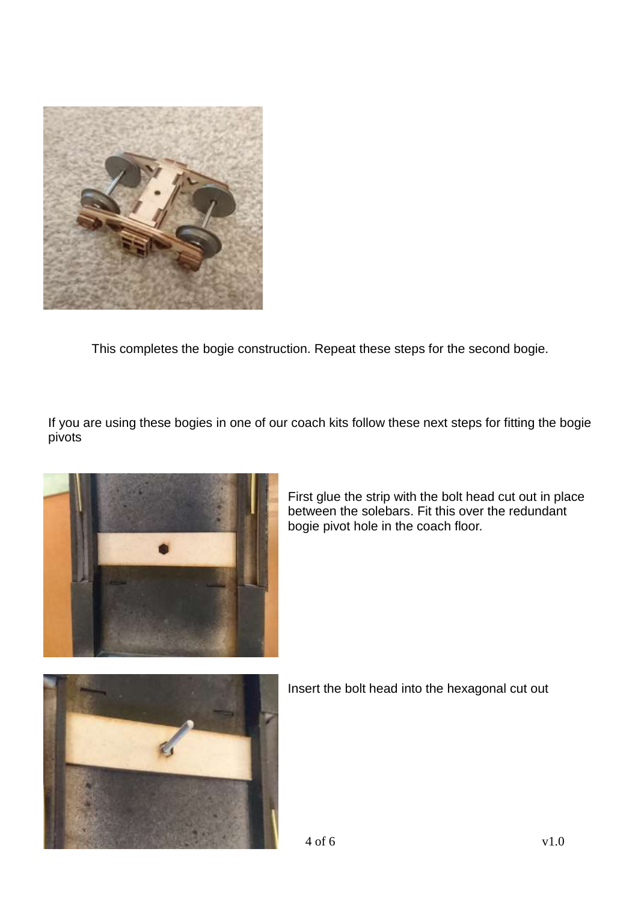This completes the bogie construction. Repeat these steps for the second bogie.

If you are using these bogies in one of our coach kits follow these next steps for fitting the bogie pivots

First glue the strip with the bolt head cut out in place between the solebars. Fit this over the redundant bogie pivot hole in the coach floor.

Insert the bolt head into the hexagonal cut out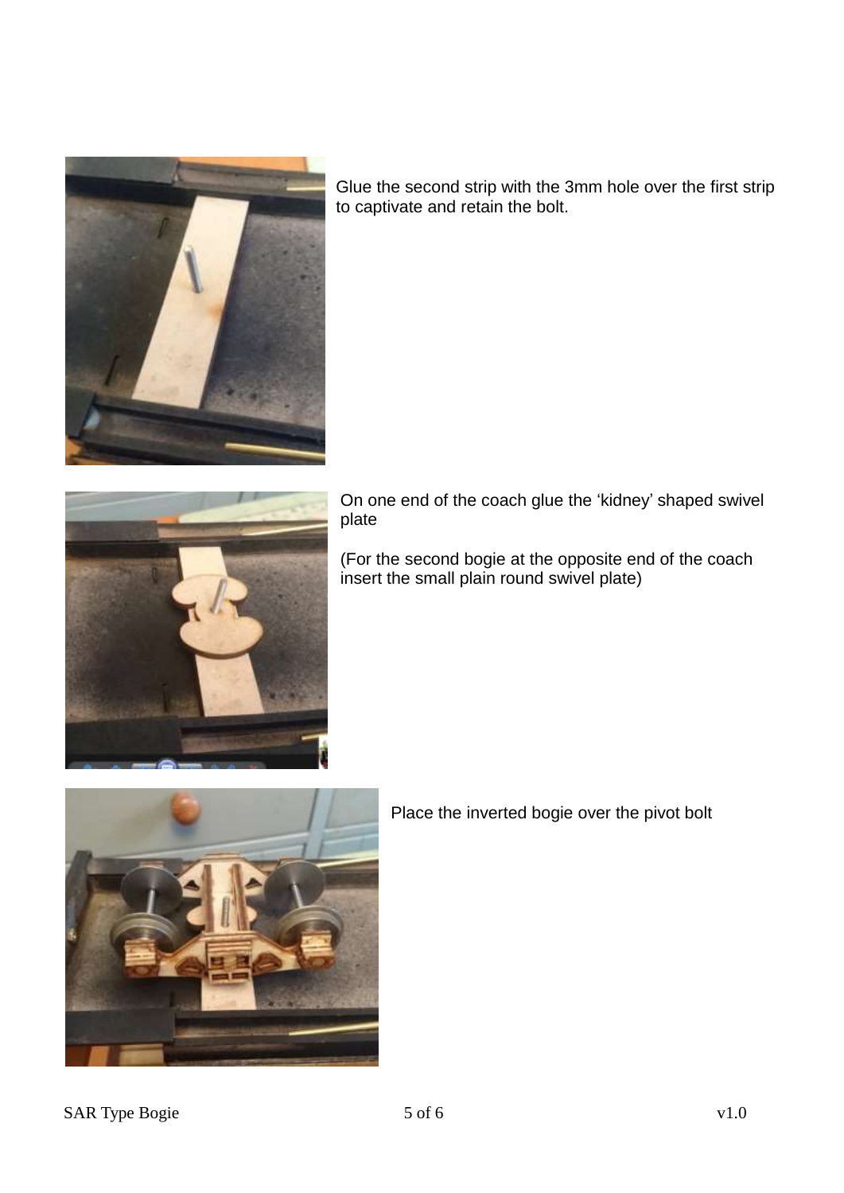Glue the second strip with the 3mm hole over the first strip to captivate and retain the bolt.

On one end of the coach glue the ‘kidney’ shaped swivel plate

(For the second bogie at the opposite end of the coach insert the small plain round swivel plate)

Place the inverted bogie over the pivot bolt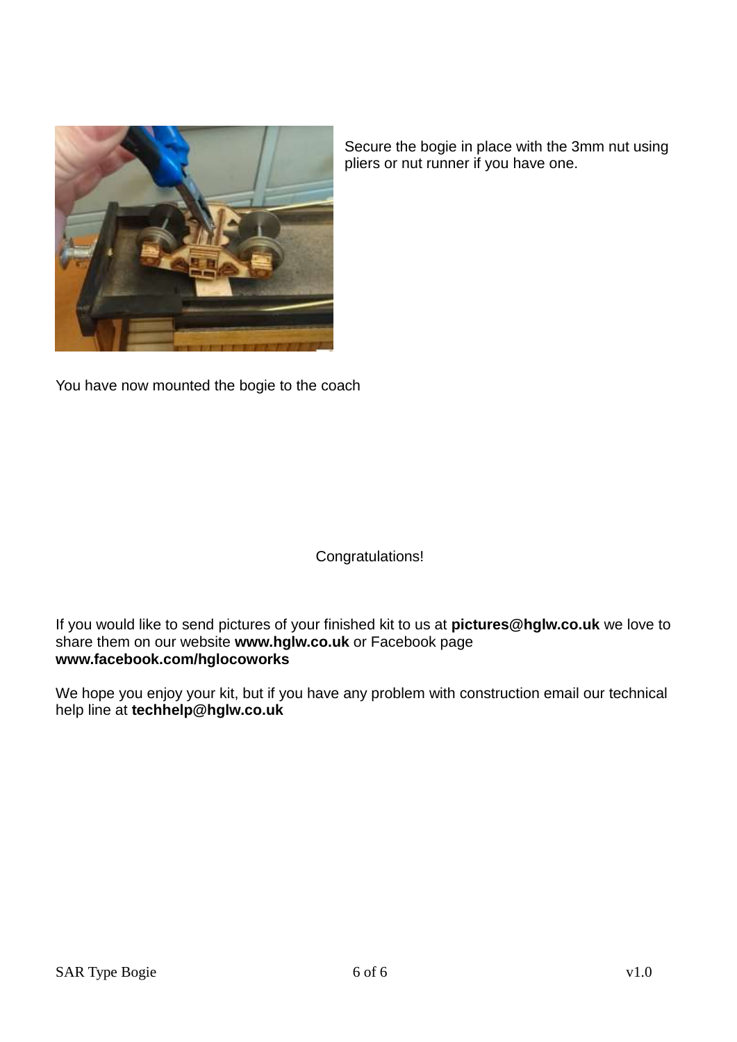Secure the bogie in place with the 3mm nut using pliers or nut runner if you have one.

You have now mounted the bogie to the coach

Congratulations!

If you would like to send pictures of your finished kit to us at **pictures@hglw.co.uk** we love to share them on our website **www.hglw.co.uk** or Facebook page **www.facebook.com/hglocoworks**

We hope you enjoy your kit, but if you have any problem with construction email our technical help line at **techhelp@hglw.co.uk**